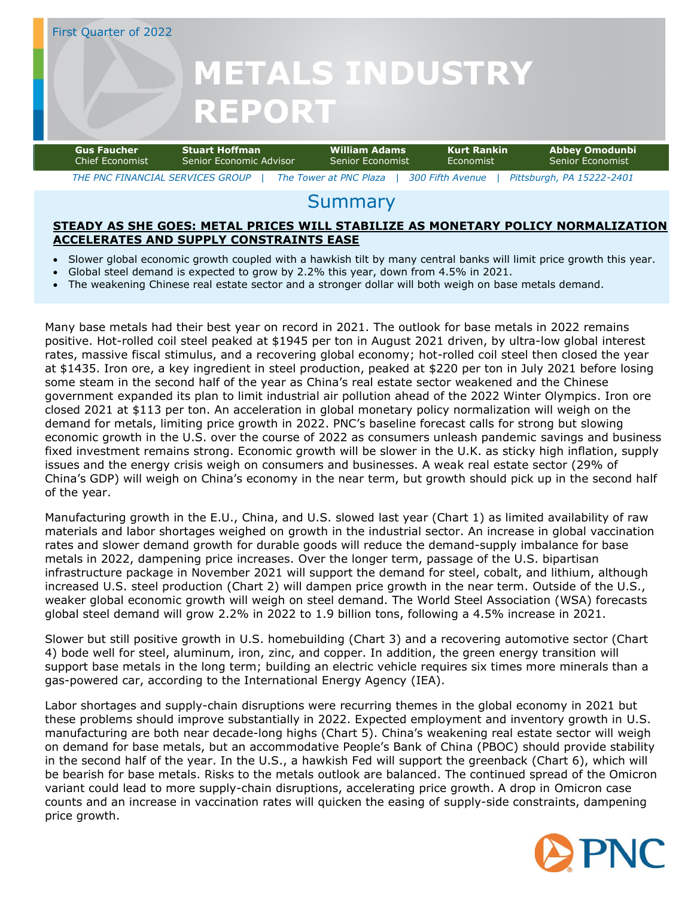First Quarter of 2022

# METALS INDUSTRY REPORT

| **Gus Faucher** | **Stuart Hoffman** | **William Adams** | **Kurt Rankin** | **Abbey Omodunbi** |
|---|---|---|---|---|
| Chief Economist | Senior Economic Advisor | Senior Economist | Economist | Senior Economist |

*THE PNC FINANCIAL SERVICES GROUP | The Tower at PNC Plaza | 300 Fifth Avenue | Pittsburgh, PA 15222-2401*

## Summary

**STEADY AS SHE GOES: METAL PRICES WILL STABILIZE AS MONETARY POLICY NORMALIZATION ACCELERATES AND SUPPLY CONSTRAINTS EASE**

- Slower global economic growth coupled with a hawkish tilt by many central banks will limit price growth this year.
- Global steel demand is expected to grow by 2.2% this year, down from 4.5% in 2021.
- The weakening Chinese real estate sector and a stronger dollar will both weigh on base metals demand.

Many base metals had their best year on record in 2021. The outlook for base metals in 2022 remains positive. Hot-rolled coil steel peaked at $1945 per ton in August 2021 driven, by ultra-low global interest rates, massive fiscal stimulus, and a recovering global economy; hot-rolled coil steel then closed the year at $1435. Iron ore, a key ingredient in steel production, peaked at $220 per ton in July 2021 before losing some steam in the second half of the year as China's real estate sector weakened and the Chinese government expanded its plan to limit industrial air pollution ahead of the 2022 Winter Olympics. Iron ore closed 2021 at $113 per ton. An acceleration in global monetary policy normalization will weigh on the demand for metals, limiting price growth in 2022. PNC's baseline forecast calls for strong but slowing economic growth in the U.S. over the course of 2022 as consumers unleash pandemic savings and business fixed investment remains strong. Economic growth will be slower in the U.K. as sticky high inflation, supply issues and the energy crisis weigh on consumers and businesses. A weak real estate sector (29% of China's GDP) will weigh on China's economy in the near term, but growth should pick up in the second half of the year.

Manufacturing growth in the E.U., China, and U.S. slowed last year (Chart 1) as limited availability of raw materials and labor shortages weighed on growth in the industrial sector. An increase in global vaccination rates and slower demand growth for durable goods will reduce the demand-supply imbalance for base metals in 2022, dampening price increases. Over the longer term, passage of the U.S. bipartisan infrastructure package in November 2021 will support the demand for steel, cobalt, and lithium, although increased U.S. steel production (Chart 2) will dampen price growth in the near term. Outside of the U.S., weaker global economic growth will weigh on steel demand. The World Steel Association (WSA) forecasts global steel demand will grow 2.2% in 2022 to 1.9 billion tons, following a 4.5% increase in 2021.

Slower but still positive growth in U.S. homebuilding (Chart 3) and a recovering automotive sector (Chart 4) bode well for steel, aluminum, iron, zinc, and copper. In addition, the green energy transition will support base metals in the long term; building an electric vehicle requires six times more minerals than a gas-powered car, according to the International Energy Agency (IEA).

Labor shortages and supply-chain disruptions were recurring themes in the global economy in 2021 but these problems should improve substantially in 2022. Expected employment and inventory growth in U.S. manufacturing are both near decade-long highs (Chart 5). China's weakening real estate sector will weigh on demand for base metals, but an accommodative People's Bank of China (PBOC) should provide stability in the second half of the year. In the U.S., a hawkish Fed will support the greenback (Chart 6), which will be bearish for base metals. Risks to the metals outlook are balanced. The continued spread of the Omicron variant could lead to more supply-chain disruptions, accelerating price growth. A drop in Omicron case counts and an increase in vaccination rates will quicken the easing of supply-side constraints, dampening price growth.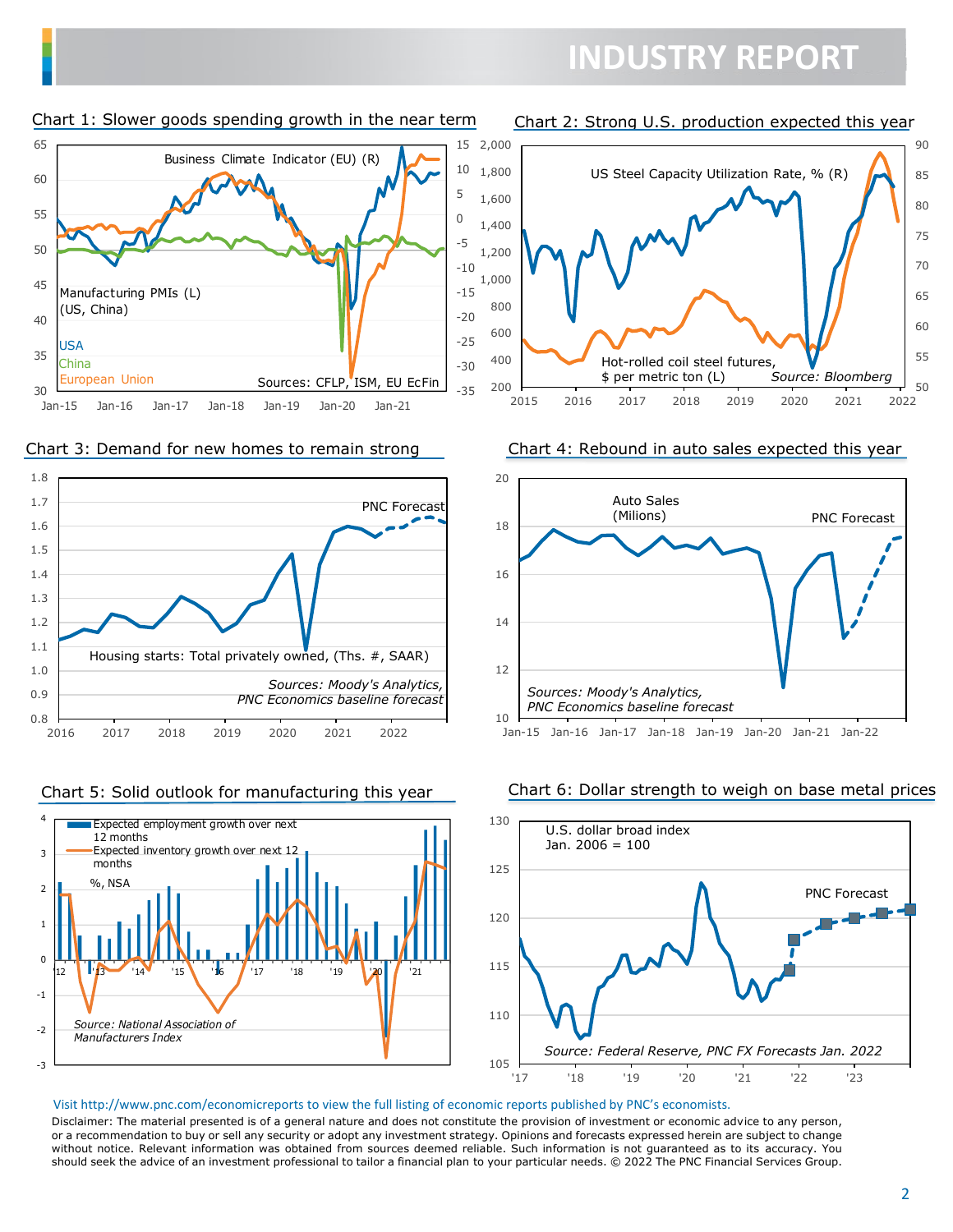# INDUSTRY REPORT

### Chart 1: Slower goods spending growth in the near term

Business Climate Indicator (EU) (R)

Manufacturing PMIs (L)
(US, China)

USA
China
European Union

Sources: CFLP, ISM, EU EcFin

65
60
55
50
45
40
35
30

15
10
5
0
-5
-10
-15
-20
-25
-30
-35

Jan-15 Jan-16 Jan-17 Jan-18 Jan-19 Jan-20 Jan-21

### Chart 2: Strong U.S. production expected this year

US Steel Capacity Utilization Rate, % (R)

Hot-rolled coil steel futures,
$ per metric ton (L)

Source: Bloomberg

2,000
1,800
1,600
1,400
1,200
1,000
800
600
400
200

90
85
80
75
70
65
60
55
50

2015 2016 2017 2018 2019 2020 2021 2022

### Chart 3: Demand for new homes to remain strong

PNC Forecast

Housing starts: Total privately owned, (Ths. #, SAAR)

*Sources: Moody's Analytics,*
*PNC Economics baseline forecast*

1.8
1.7
1.6
1.5
1.4
1.3
1.2
1.1
1.0
0.9
0.8

2016 2017 2018 2019 2020 2021 2022

### Chart 4: Rebound in auto sales expected this year

Auto Sales
(Milions)

PNC Forecast

*Sources: Moody's Analytics,*
*PNC Economics baseline forecast*

20
18
16
14
12
10

Jan-15 Jan-16 Jan-17 Jan-18 Jan-19 Jan-20 Jan-21 Jan-22

### Chart 5: Solid outlook for manufacturing this year

Expected employment growth over next 12 months
Expected inventory growth over next 12 months
%, NSA

*Source: National Association of Manufacturers Index*

4
3
2
1
0
-1
-2
-3

'12 '13 '14 '15 '16 '17 '18 '19 '20 '21

### Chart 6: Dollar strength to weigh on base metal prices

U.S. dollar broad index
Jan. 2006 = 100

PNC Forecast

*Source: Federal Reserve, PNC FX Forecasts Jan. 2022*

130
125
120
115
110
105

'17 '18 '19 '20 '21 '22 '23

Visit http://www.pnc.com/economicreports to view the full listing of economic reports published by PNC's economists.

Disclaimer: The material presented is of a general nature and does not constitute the provision of investment or economic advice to any person, or a recommendation to buy or sell any security or adopt any investment strategy. Opinions and forecasts expressed herein are subject to change without notice. Relevant information was obtained from sources deemed reliable. Such information is not guaranteed as to its accuracy. You should seek the advice of an investment professional to tailor a financial plan to your particular needs. © 2022 The PNC Financial Services Group.